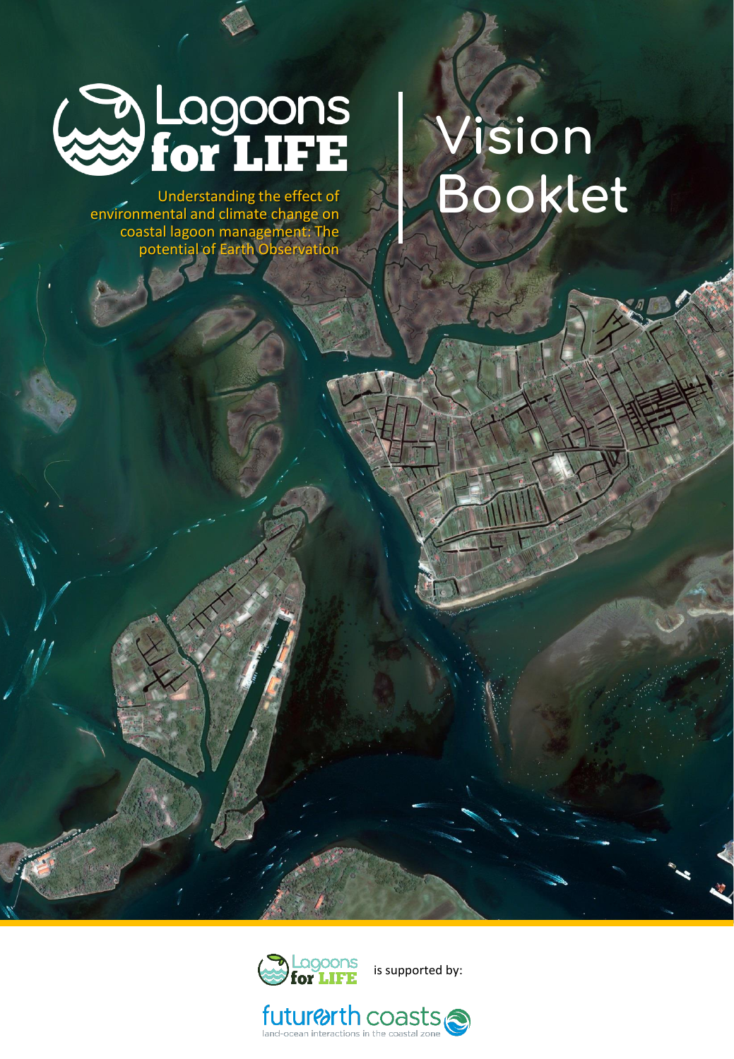# Lagoons for LIFE

Understanding the effect of environmental and climate change on coastal lagoon management: The potential of Earth Observation

# Vision Booklet

Lagoons for LIFE is supported by:

futurearth coasts
land-ocean interactions in the coastal zone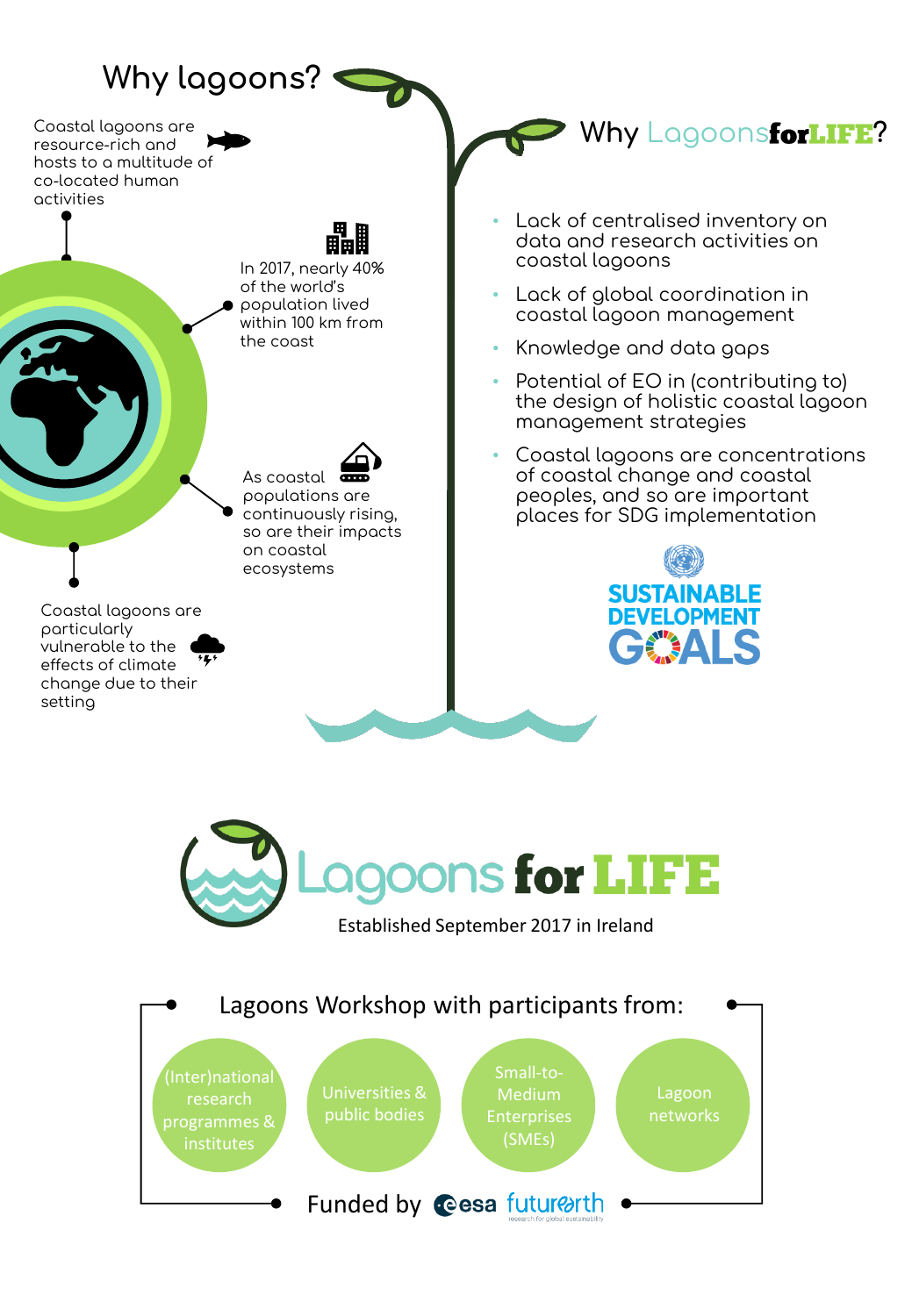## Why lagoons?

Coastal lagoons are resource-rich and hosts to a multitude of co-located human activities

In 2017, nearly 40% of the world's population lived within 100 km from the coast

As coastal populations are continuously rising, so are their impacts on coastal ecosystems

Coastal lagoons are particularly vulnerable to the effects of climate change due to their setting

## Why Lagoons**forLIFE**?

- Lack of centralised inventory on data and research activities on coastal lagoons
- Lack of global coordination in coastal lagoon management
- Knowledge and data gaps
- Potential of EO in (contributing to) the design of holistic coastal lagoon management strategies
- Coastal lagoons are concentrations of coastal change and coastal peoples, and so are important places for SDG implementation

SUSTAINABLE DEVELOPMENT GOALS

# Lagoons for LIFE

Established September 2017 in Ireland

## Lagoons Workshop with participants from:

- (Inter)national research programmes & institutes
- Universities & public bodies
- Small-to-Medium Enterprises (SMEs)
- Lagoon networks

Funded by esa futurearth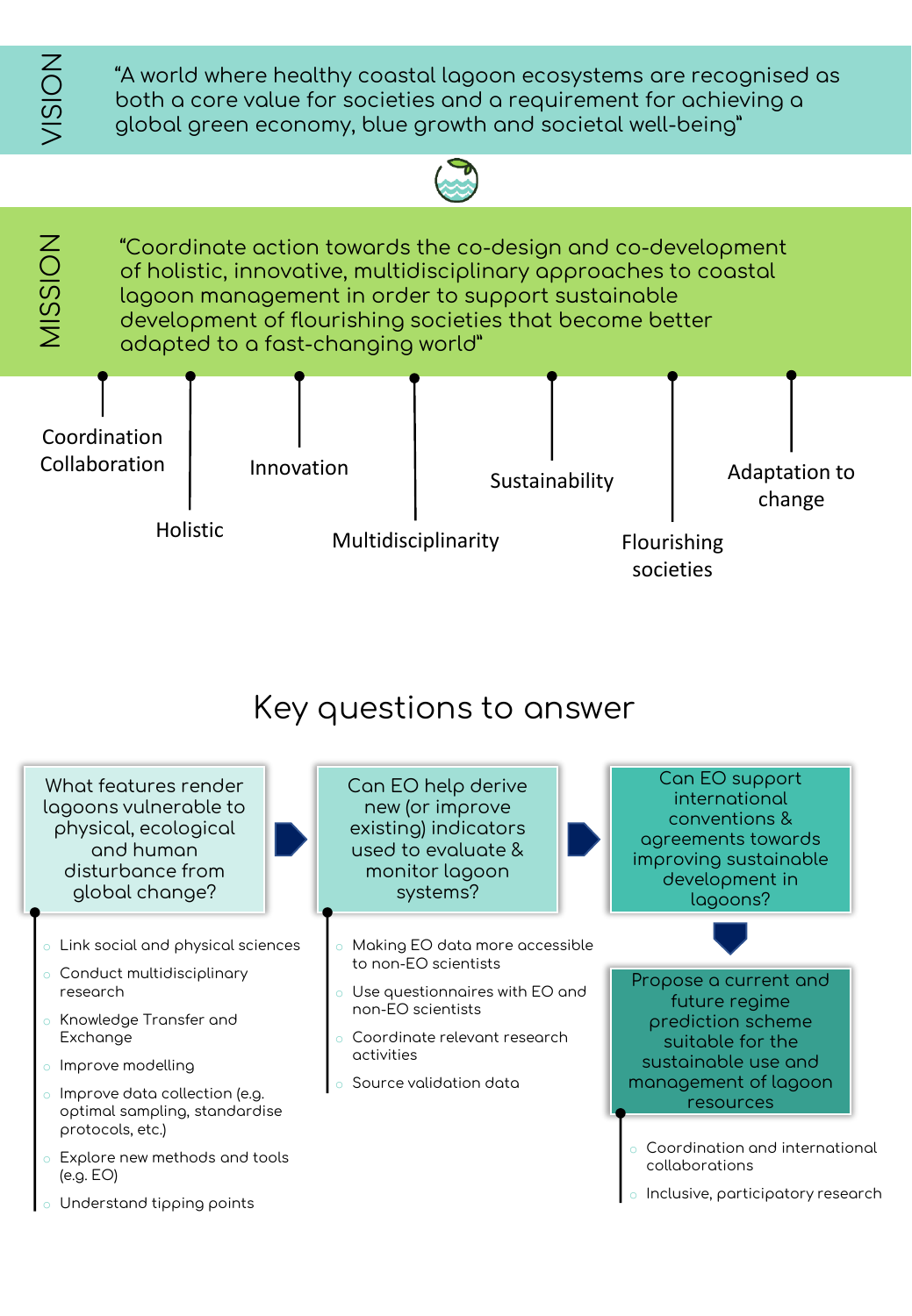## VISION

"A world where healthy coastal lagoon ecosystems are recognised as both a core value for societies and a requirement for achieving a global green economy, blue growth and societal well-being"

## MISSION

"Coordinate action towards the co-design and co-development of holistic, innovative, multidisciplinary approaches to coastal lagoon management in order to support sustainable development of flourishing societies that become better adapted to a fast-changing world"

- Coordination Collaboration
- Holistic
- Innovation
- Multidisciplinarity
- Sustainability
- Flourishing societies
- Adaptation to change

# Key questions to answer

**What features render lagoons vulnerable to physical, ecological and human disturbance from global change?**

- Link social and physical sciences
- Conduct multidisciplinary research
- Knowledge Transfer and Exchange
- Improve modelling
- Improve data collection (e.g. optimal sampling, standardise protocols, etc.)
- Explore new methods and tools (e.g. EO)
- Understand tipping points

**Can EO help derive new (or improve existing) indicators used to evaluate & monitor lagoon systems?**

- Making EO data more accessible to non-EO scientists
- Use questionnaires with EO and non-EO scientists
- Coordinate relevant research activities
- Source validation data

**Can EO support international conventions & agreements towards improving sustainable development in lagoons?**

**Propose a current and future regime prediction scheme suitable for the sustainable use and management of lagoon resources**

- Coordination and international collaborations
- Inclusive, participatory research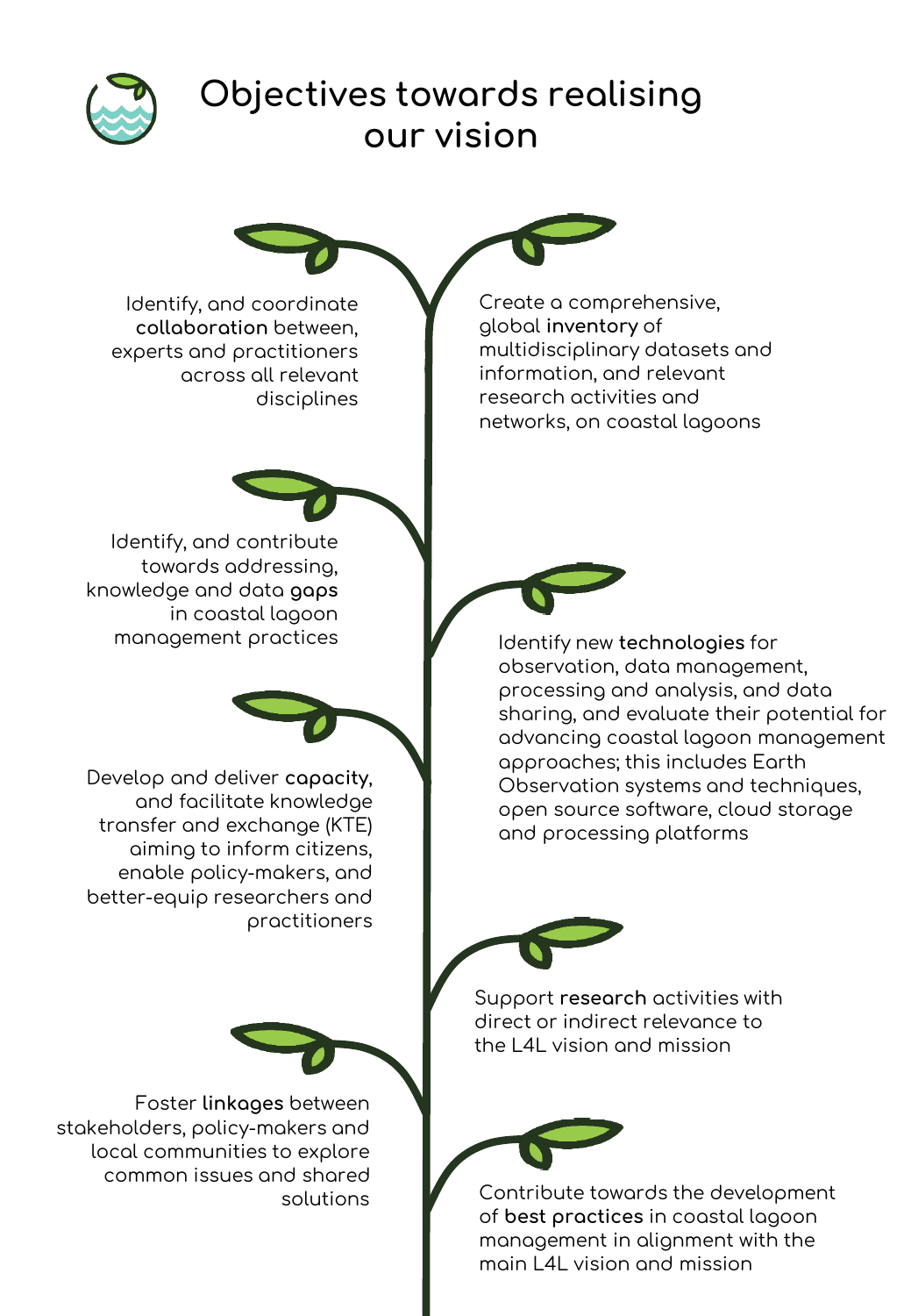# Objectives towards realising our vision

Identify, and coordinate **collaboration** between, experts and practitioners across all relevant disciplines

Create a comprehensive, global **inventory** of multidisciplinary datasets and information, and relevant research activities and networks, on coastal lagoons

Identify, and contribute towards addressing, knowledge and data **gaps** in coastal lagoon management practices

Identify new **technologies** for observation, data management, processing and analysis, and data sharing, and evaluate their potential for advancing coastal lagoon management approaches; this includes Earth Observation systems and techniques, open source software, cloud storage and processing platforms

Develop and deliver **capacity**, and facilitate knowledge transfer and exchange (KTE) aiming to inform citizens, enable policy-makers, and better-equip researchers and practitioners

Support **research** activities with direct or indirect relevance to the L4L vision and mission

Foster **linkages** between stakeholders, policy-makers and local communities to explore common issues and shared solutions

Contribute towards the development of **best practices** in coastal lagoon management in alignment with the main L4L vision and mission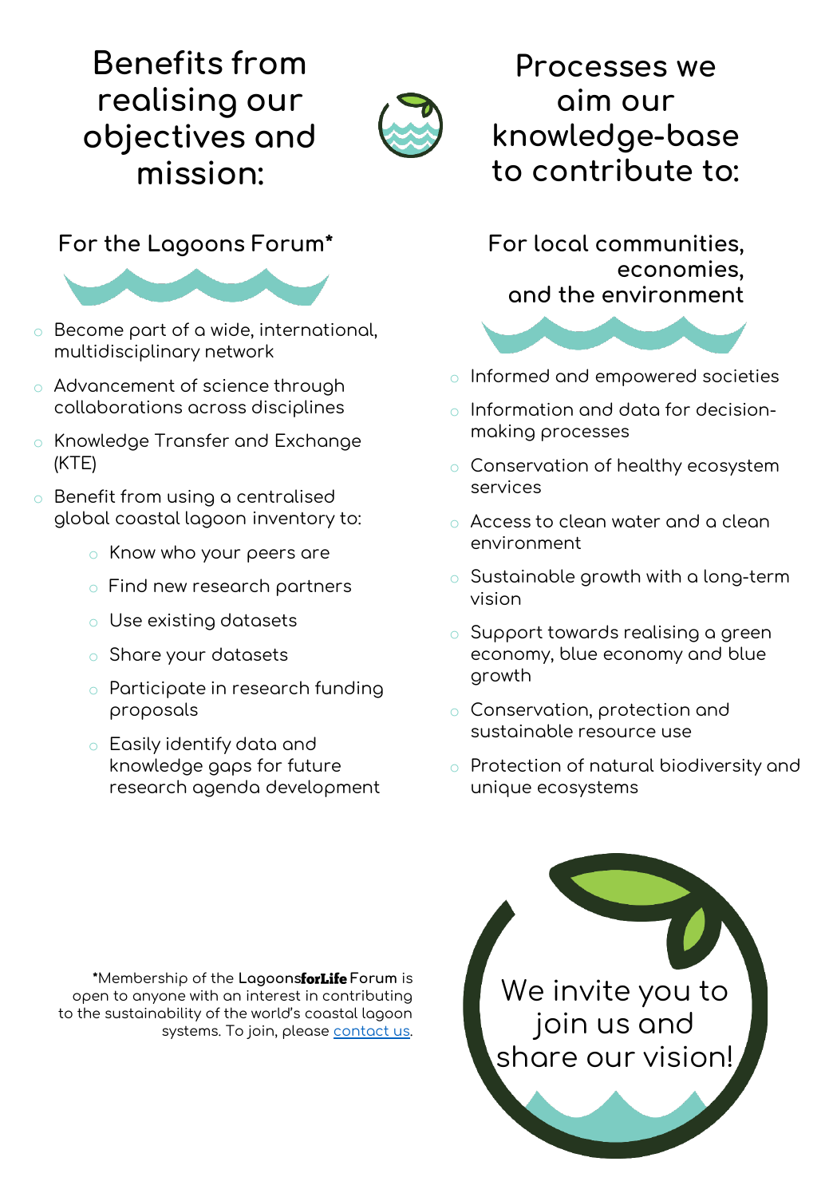# Benefits from realising our objectives and mission:

## For the Lagoons Forum*

- Become part of a wide, international, multidisciplinary network
- Advancement of science through collaborations across disciplines
- Knowledge Transfer and Exchange (KTE)
- Benefit from using a centralised global coastal lagoon inventory to:
  - Know who your peers are
  - Find new research partners
  - Use existing datasets
  - Share your datasets
  - Participate in research funding proposals
  - Easily identify data and knowledge gaps for future research agenda development

# Processes we aim our knowledge-base to contribute to:

## For local communities, economies, and the environment

- Informed and empowered societies
- Information and data for decision-making processes
- Conservation of healthy ecosystem services
- Access to clean water and a clean environment
- Sustainable growth with a long-term vision
- Support towards realising a green economy, blue economy and blue growth
- Conservation, protection and sustainable resource use
- Protection of natural biodiversity and unique ecosystems

*Membership of the **LagoonsforLife Forum** is open to anyone with an interest in contributing to the sustainability of the world's coastal lagoon systems. To join, please contact us.

We invite you to join us and share our vision!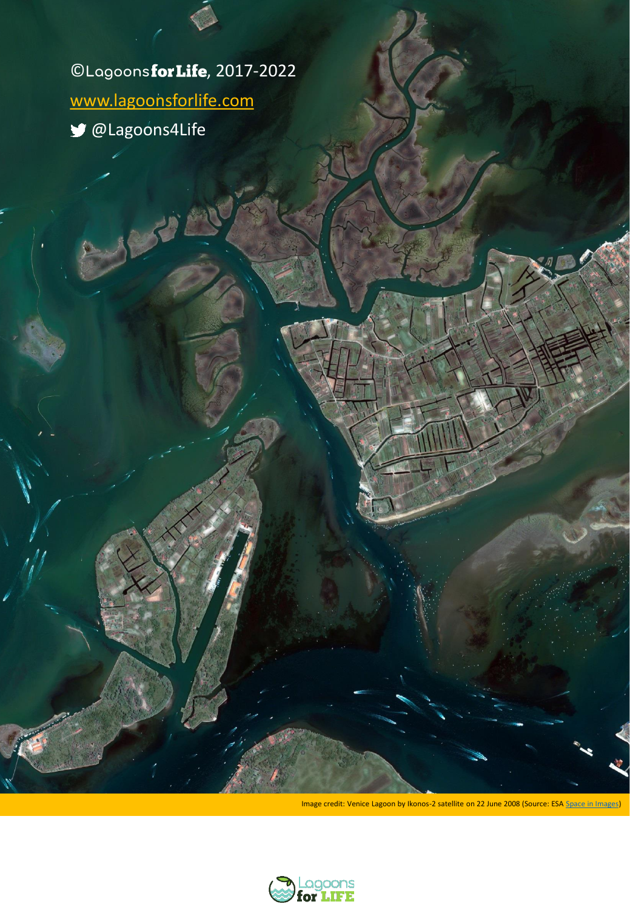©Lagoons**for Life**, 2017-2022

[www.lagoonsforlife.com](http://www.lagoonsforlife.com)

@Lagoons4Life

Image credit: Venice Lagoon by Ikonos-2 satellite on 22 June 2008 (Source: ESA Space in Images)